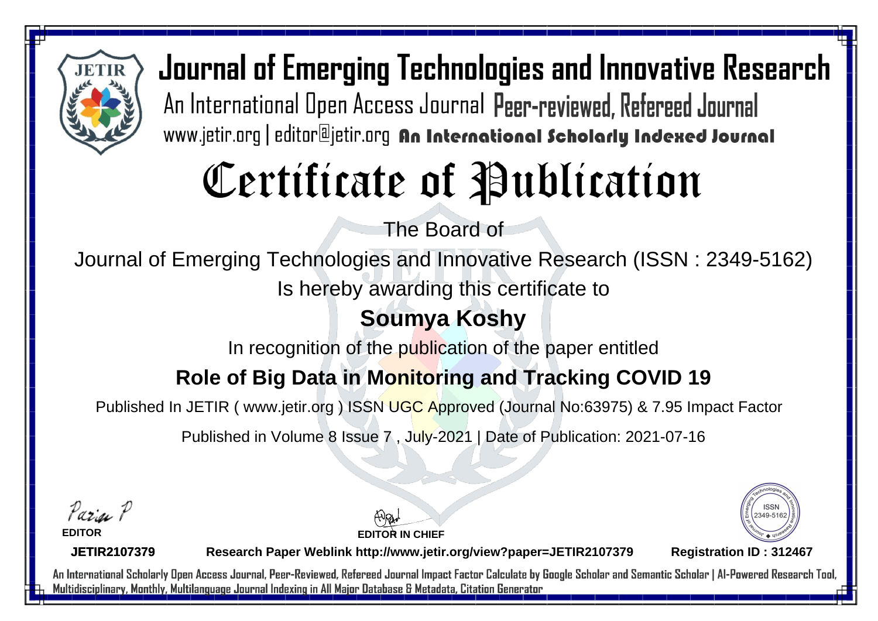# Journal of Emerging Technologies and Innovative Research

An International Open Access Journal Peer-reviewed, Refereed Journal

www.jetir.org | editor@jetir.org An International Scholarly Indexed Journal

# Certificate of Publication

The Board of

Journal of Emerging Technologies and Innovative Research (ISSN : 2349-5162)

Is hereby awarding this certificate to

**Soumya Koshy**

In recognition of the publication of the paper entitled

**Role of Big Data in Monitoring and Tracking COVID 19**

Published In JETIR ( www.jetir.org ) ISSN UGC Approved (Journal No:63975) & 7.95 Impact Factor

Published in Volume 8 Issue 7 , July-2021 | Date of Publication: 2021-07-16

**EDITOR**

**EDITOR IN CHIEF**

ISSN 2349-5162

**JETIR2107379** **Research Paper Weblink http://www.jetir.org/view?paper=JETIR2107379** **Registration ID : 312467**

An International Scholarly Open Access Journal, Peer-Reviewed, Refereed Journal Impact Factor Calculate by Google Scholar and Semantic Scholar | AI-Powered Research Tool, Multidisciplinary, Monthly, Multilanguage Journal Indexing in All Major Database & Metadata, Citation Generator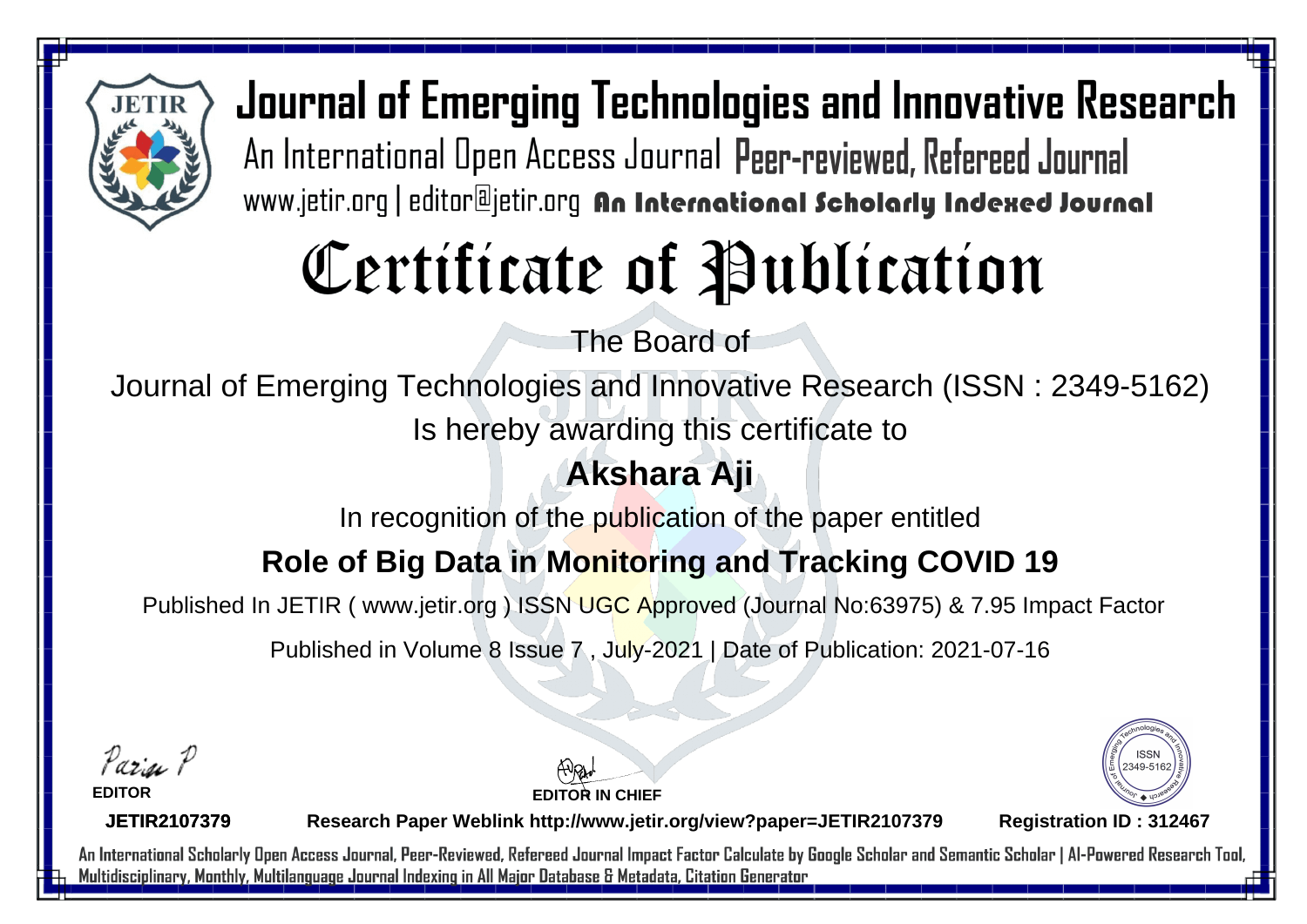# Journal of Emerging Technologies and Innovative Research

An International Open Access Journal Peer-reviewed, Refereed Journal

www.jetir.org | editor@jetir.org An International Scholarly Indexed Journal

# Certificate of Publication

The Board of

Journal of Emerging Technologies and Innovative Research (ISSN : 2349-5162)

Is hereby awarding this certificate to

## Akshara Aji

In recognition of the publication of the paper entitled

## Role of Big Data in Monitoring and Tracking COVID 19

Published In JETIR ( www.jetir.org ) ISSN UGC Approved (Journal No:63975) & 7.95 Impact Factor

Published in Volume 8 Issue 7 , July-2021 | Date of Publication: 2021-07-16

Parisa P

**EDITOR**

**EDITOR IN CHIEF**

ISSN 2349-5162

**JETIR2107379** **Research Paper Weblink http://www.jetir.org/view?paper=JETIR2107379** **Registration ID : 312467**

An International Scholarly Open Access Journal, Peer-Reviewed, Refereed Journal Impact Factor Calculate by Google Scholar and Semantic Scholar | AI-Powered Research Tool, Multidisciplinary, Monthly, Multilanguage Journal Indexing in All Major Database & Metadata, Citation Generator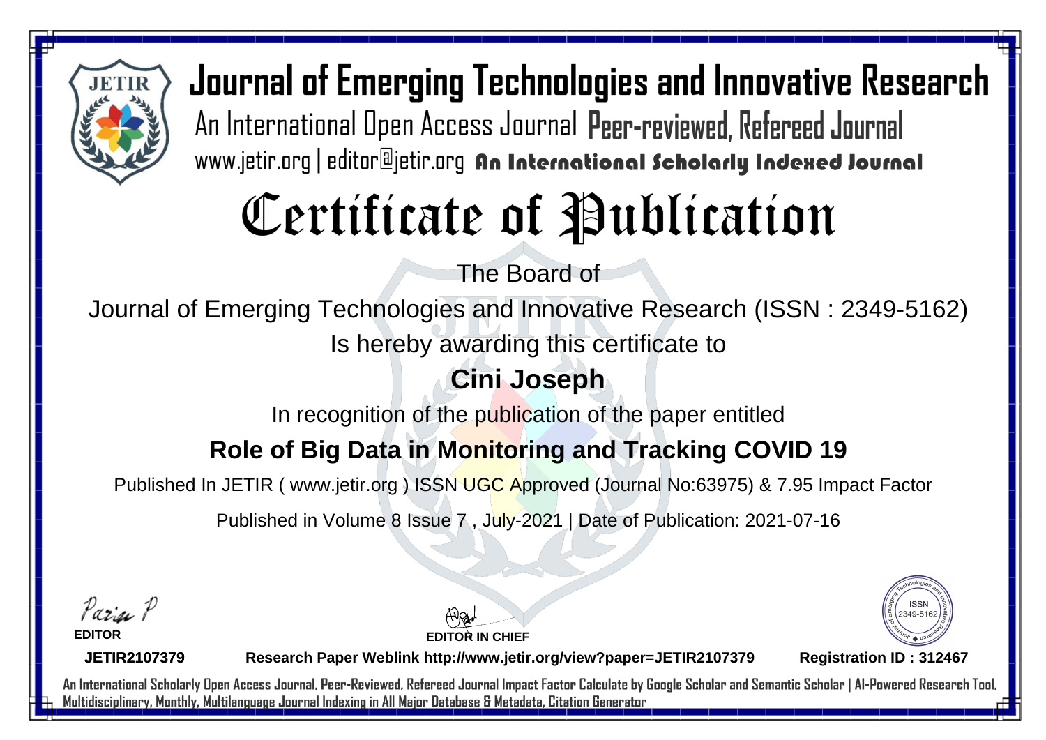# Journal of Emerging Technologies and Innovative Research

An International Open Access Journal Peer-reviewed, Refereed Journal

www.jetir.org | editor@jetir.org An International Scholarly Indexed Journal

# Certificate of Publication

The Board of

Journal of Emerging Technologies and Innovative Research (ISSN : 2349-5162)

Is hereby awarding this certificate to

## Cini Joseph

In recognition of the publication of the paper entitled

## Role of Big Data in Monitoring and Tracking COVID 19

Published In JETIR ( www.jetir.org ) ISSN UGC Approved (Journal No:63975) & 7.95 Impact Factor

Published in Volume 8 Issue 7 , July-2021 | Date of Publication: 2021-07-16

Parisa P

**EDITOR**

**EDITOR IN CHIEF**

ISSN 2349-5162

**JETIR2107379** **Research Paper Weblink http://www.jetir.org/view?paper=JETIR2107379** **Registration ID : 312467**

An International Scholarly Open Access Journal, Peer-Reviewed, Refereed Journal Impact Factor Calculate by Google Scholar and Semantic Scholar | AI-Powered Research Tool, Multidisciplinary, Monthly, Multilanguage Journal Indexing in All Major Database & Metadata, Citation Generator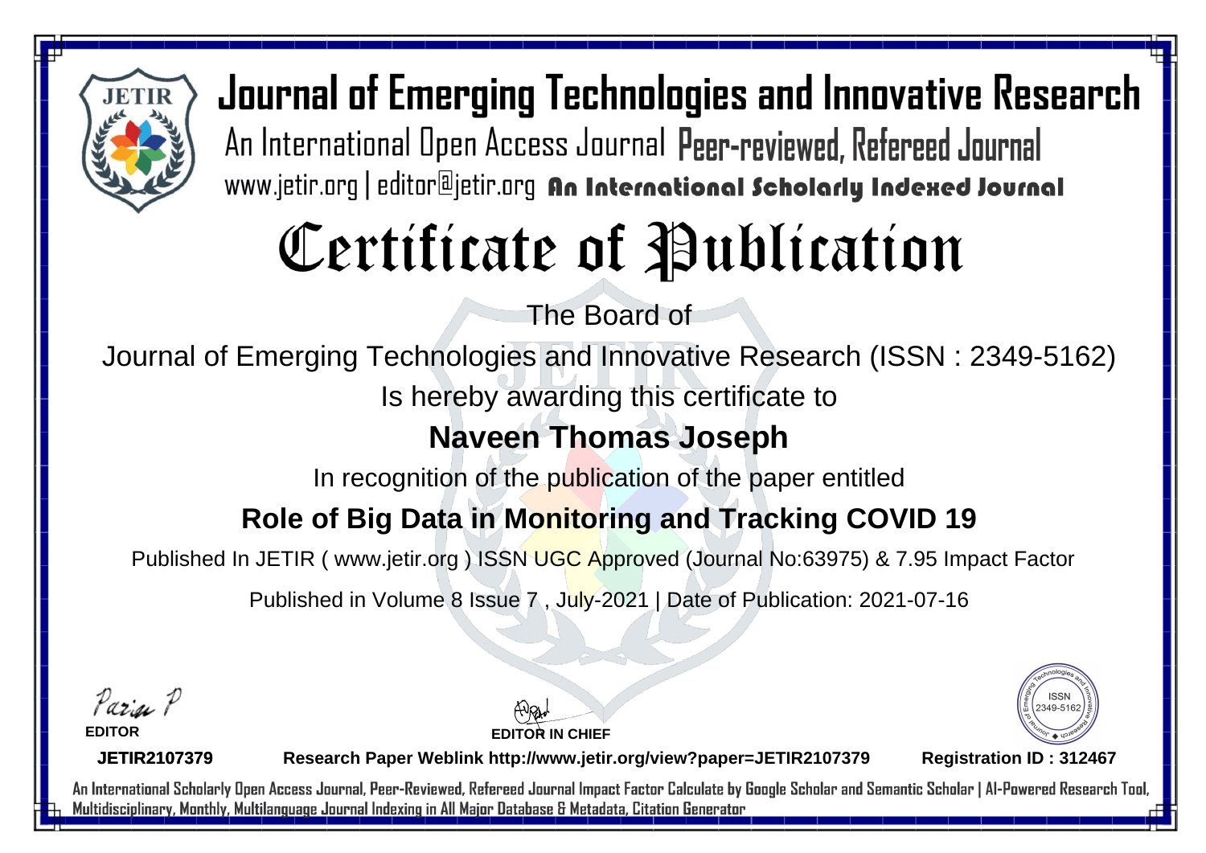# Journal of Emerging Technologies and Innovative Research

An International Open Access Journal Peer-reviewed, Refereed Journal

www.jetir.org | editor@jetir.org **An International Scholarly Indexed Journal**

# Certificate of Publication

The Board of

Journal of Emerging Technologies and Innovative Research (ISSN : 2349-5162)

Is hereby awarding this certificate to

## Naveen Thomas Joseph

In recognition of the publication of the paper entitled

## Role of Big Data in Monitoring and Tracking COVID 19

Published In JETIR ( www.jetir.org ) ISSN UGC Approved (Journal No:63975) & 7.95 Impact Factor

Published in Volume 8 Issue 7 , July-2021 | Date of Publication: 2021-07-16

**EDITOR**

**EDITOR IN CHIEF**

ISSN 2349-5162

**JETIR2107379** **Research Paper Weblink http://www.jetir.org/view?paper=JETIR2107379** **Registration ID : 312467**

An International Scholarly Open Access Journal, Peer-Reviewed, Refereed Journal Impact Factor Calculate by Google Scholar and Semantic Scholar | AI-Powered Research Tool, Multidisciplinary, Monthly, Multilanguage Journal Indexing in All Major Database & Metadata, Citation Generator